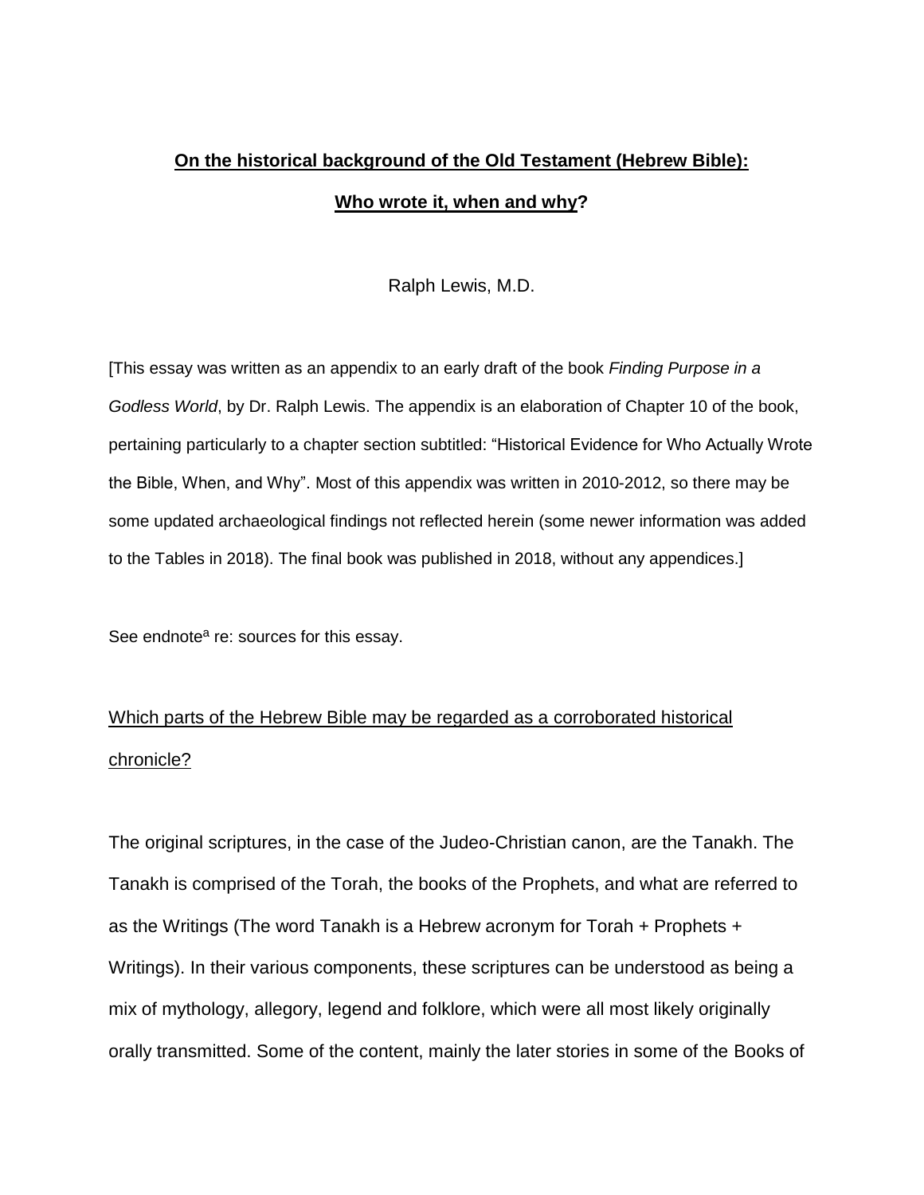# **On the historical background of the Old Testament (Hebrew Bible): Who wrote it, when and why?**

Ralph Lewis, M.D.

[This essay was written as an appendix to an early draft of the book *Finding Purpose in a Godless World*, by Dr. Ralph Lewis. The appendix is an elaboration of Chapter 10 of the book, pertaining particularly to a chapter section subtitled: "Historical Evidence for Who Actually Wrote the Bible, When, and Why". Most of this appendix was written in 2010-2012, so there may be some updated archaeological findings not reflected herein (some newer information was added to the Tables in 2018). The final book was published in 2018, without any appendices.]

See endnote[a] re: sources for this essay.

## Which parts of the Hebrew Bible may be regarded as a corroborated historical chronicle?

The original scriptures, in the case of the Judeo-Christian canon, are the Tanakh. The Tanakh is comprised of the Torah, the books of the Prophets, and what are referred to as the Writings (The word Tanakh is a Hebrew acronym for Torah + Prophets + Writings). In their various components, these scriptures can be understood as being a mix of mythology, allegory, legend and folklore, which were all most likely originally orally transmitted. Some of the content, mainly the later stories in some of the Books of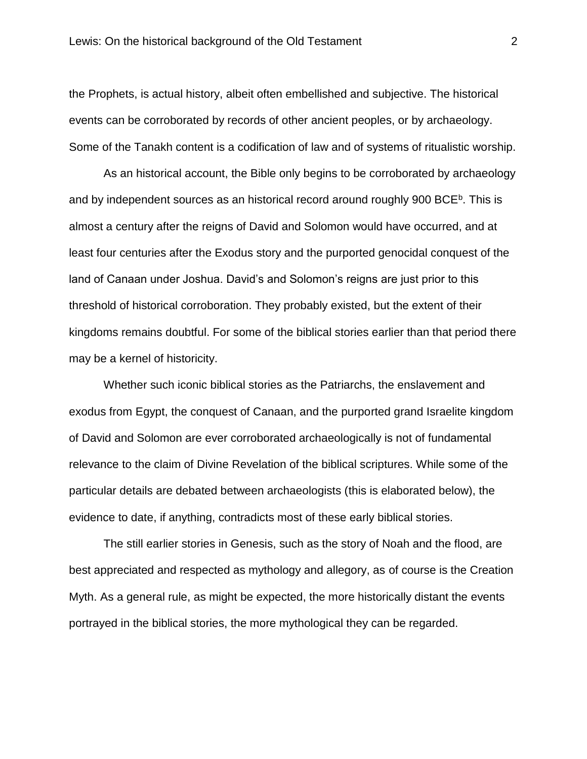the Prophets, is actual history, albeit often embellished and subjective. The historical events can be corroborated by records of other ancient peoples, or by archaeology. Some of the Tanakh content is a codification of law and of systems of ritualistic worship.

As an historical account, the Bible only begins to be corroborated by archaeology and by independent sources as an historical record around roughly 900 BCE[b]. This is almost a century after the reigns of David and Solomon would have occurred, and at least four centuries after the Exodus story and the purported genocidal conquest of the land of Canaan under Joshua. David's and Solomon's reigns are just prior to this threshold of historical corroboration. They probably existed, but the extent of their kingdoms remains doubtful. For some of the biblical stories earlier than that period there may be a kernel of historicity.

Whether such iconic biblical stories as the Patriarchs, the enslavement and exodus from Egypt, the conquest of Canaan, and the purported grand Israelite kingdom of David and Solomon are ever corroborated archaeologically is not of fundamental relevance to the claim of Divine Revelation of the biblical scriptures. While some of the particular details are debated between archaeologists (this is elaborated below), the evidence to date, if anything, contradicts most of these early biblical stories.

The still earlier stories in Genesis, such as the story of Noah and the flood, are best appreciated and respected as mythology and allegory, as of course is the Creation Myth. As a general rule, as might be expected, the more historically distant the events portrayed in the biblical stories, the more mythological they can be regarded.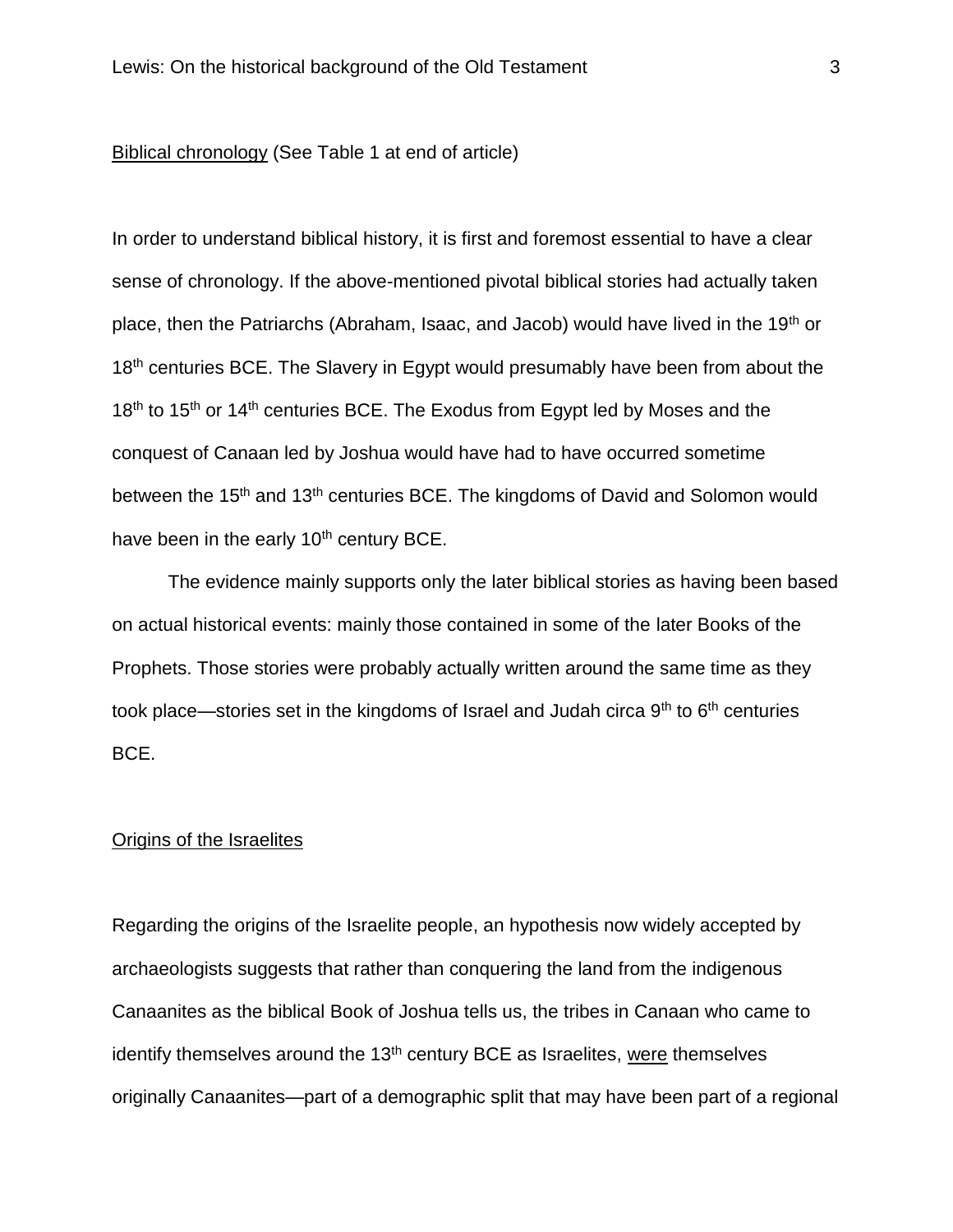Biblical chronology (See Table 1 at end of article)

In order to understand biblical history, it is first and foremost essential to have a clear sense of chronology. If the above-mentioned pivotal biblical stories had actually taken place, then the Patriarchs (Abraham, Isaac, and Jacob) would have lived in the 19th or 18th centuries BCE. The Slavery in Egypt would presumably have been from about the 18th to 15th or 14th centuries BCE. The Exodus from Egypt led by Moses and the conquest of Canaan led by Joshua would have had to have occurred sometime between the 15th and 13th centuries BCE. The kingdoms of David and Solomon would have been in the early 10th century BCE.

The evidence mainly supports only the later biblical stories as having been based on actual historical events: mainly those contained in some of the later Books of the Prophets. Those stories were probably actually written around the same time as they took place—stories set in the kingdoms of Israel and Judah circa 9th to 6th centuries BCE.

Origins of the Israelites

Regarding the origins of the Israelite people, an hypothesis now widely accepted by archaeologists suggests that rather than conquering the land from the indigenous Canaanites as the biblical Book of Joshua tells us, the tribes in Canaan who came to identify themselves around the 13th century BCE as Israelites, were themselves originally Canaanites—part of a demographic split that may have been part of a regional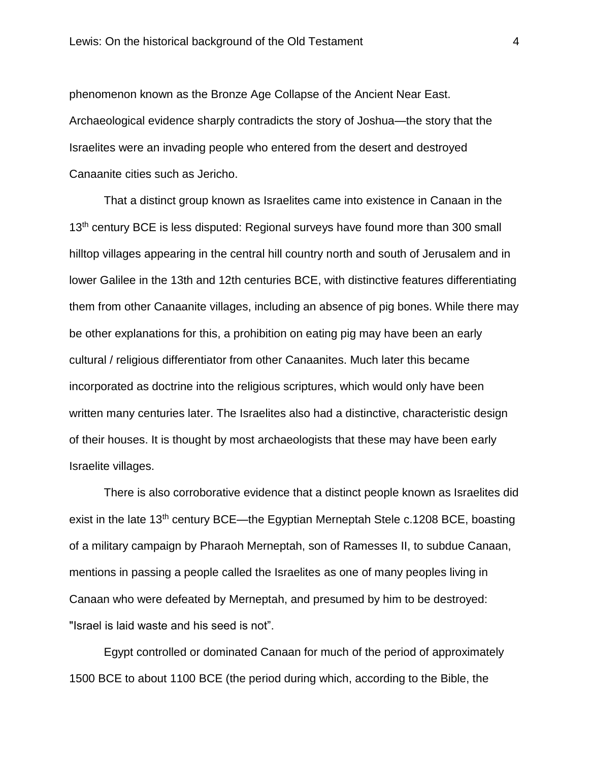phenomenon known as the Bronze Age Collapse of the Ancient Near East. Archaeological evidence sharply contradicts the story of Joshua—the story that the Israelites were an invading people who entered from the desert and destroyed Canaanite cities such as Jericho.

That a distinct group known as Israelites came into existence in Canaan in the 13th century BCE is less disputed: Regional surveys have found more than 300 small hilltop villages appearing in the central hill country north and south of Jerusalem and in lower Galilee in the 13th and 12th centuries BCE, with distinctive features differentiating them from other Canaanite villages, including an absence of pig bones. While there may be other explanations for this, a prohibition on eating pig may have been an early cultural / religious differentiator from other Canaanites. Much later this became incorporated as doctrine into the religious scriptures, which would only have been written many centuries later. The Israelites also had a distinctive, characteristic design of their houses. It is thought by most archaeologists that these may have been early Israelite villages.

There is also corroborative evidence that a distinct people known as Israelites did exist in the late 13th century BCE—the Egyptian Merneptah Stele c.1208 BCE, boasting of a military campaign by Pharaoh Merneptah, son of Ramesses II, to subdue Canaan, mentions in passing a people called the Israelites as one of many peoples living in Canaan who were defeated by Merneptah, and presumed by him to be destroyed: "Israel is laid waste and his seed is not".

Egypt controlled or dominated Canaan for much of the period of approximately 1500 BCE to about 1100 BCE (the period during which, according to the Bible, the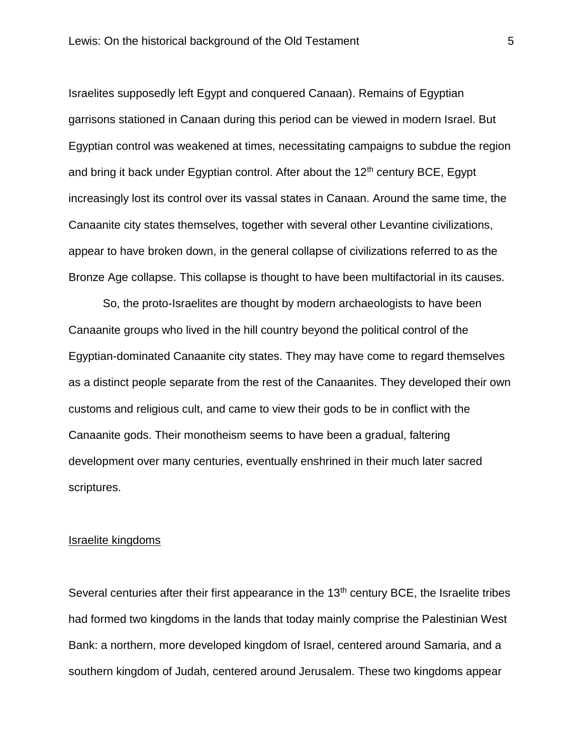Israelites supposedly left Egypt and conquered Canaan). Remains of Egyptian garrisons stationed in Canaan during this period can be viewed in modern Israel. But Egyptian control was weakened at times, necessitating campaigns to subdue the region and bring it back under Egyptian control. After about the 12th century BCE, Egypt increasingly lost its control over its vassal states in Canaan. Around the same time, the Canaanite city states themselves, together with several other Levantine civilizations, appear to have broken down, in the general collapse of civilizations referred to as the Bronze Age collapse. This collapse is thought to have been multifactorial in its causes.

So, the proto-Israelites are thought by modern archaeologists to have been Canaanite groups who lived in the hill country beyond the political control of the Egyptian-dominated Canaanite city states. They may have come to regard themselves as a distinct people separate from the rest of the Canaanites. They developed their own customs and religious cult, and came to view their gods to be in conflict with the Canaanite gods. Their monotheism seems to have been a gradual, faltering development over many centuries, eventually enshrined in their much later sacred scriptures.

## Israelite kingdoms

Several centuries after their first appearance in the 13th century BCE, the Israelite tribes had formed two kingdoms in the lands that today mainly comprise the Palestinian West Bank: a northern, more developed kingdom of Israel, centered around Samaria, and a southern kingdom of Judah, centered around Jerusalem. These two kingdoms appear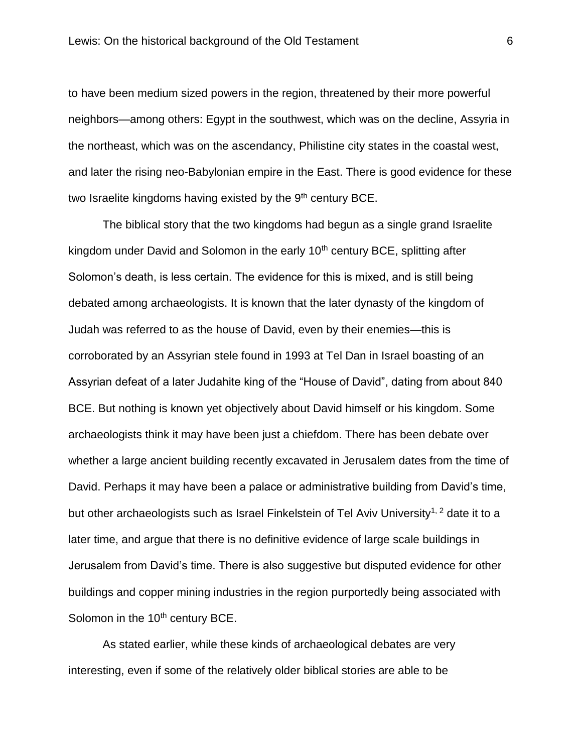to have been medium sized powers in the region, threatened by their more powerful neighbors—among others: Egypt in the southwest, which was on the decline, Assyria in the northeast, which was on the ascendancy, Philistine city states in the coastal west, and later the rising neo-Babylonian empire in the East. There is good evidence for these two Israelite kingdoms having existed by the 9th century BCE.

The biblical story that the two kingdoms had begun as a single grand Israelite kingdom under David and Solomon in the early 10th century BCE, splitting after Solomon's death, is less certain. The evidence for this is mixed, and is still being debated among archaeologists. It is known that the later dynasty of the kingdom of Judah was referred to as the house of David, even by their enemies—this is corroborated by an Assyrian stele found in 1993 at Tel Dan in Israel boasting of an Assyrian defeat of a later Judahite king of the "House of David", dating from about 840 BCE. But nothing is known yet objectively about David himself or his kingdom. Some archaeologists think it may have been just a chiefdom. There has been debate over whether a large ancient building recently excavated in Jerusalem dates from the time of David. Perhaps it may have been a palace or administrative building from David's time, but other archaeologists such as Israel Finkelstein of Tel Aviv University[1, 2] date it to a later time, and argue that there is no definitive evidence of large scale buildings in Jerusalem from David's time. There is also suggestive but disputed evidence for other buildings and copper mining industries in the region purportedly being associated with Solomon in the 10th century BCE.

As stated earlier, while these kinds of archaeological debates are very interesting, even if some of the relatively older biblical stories are able to be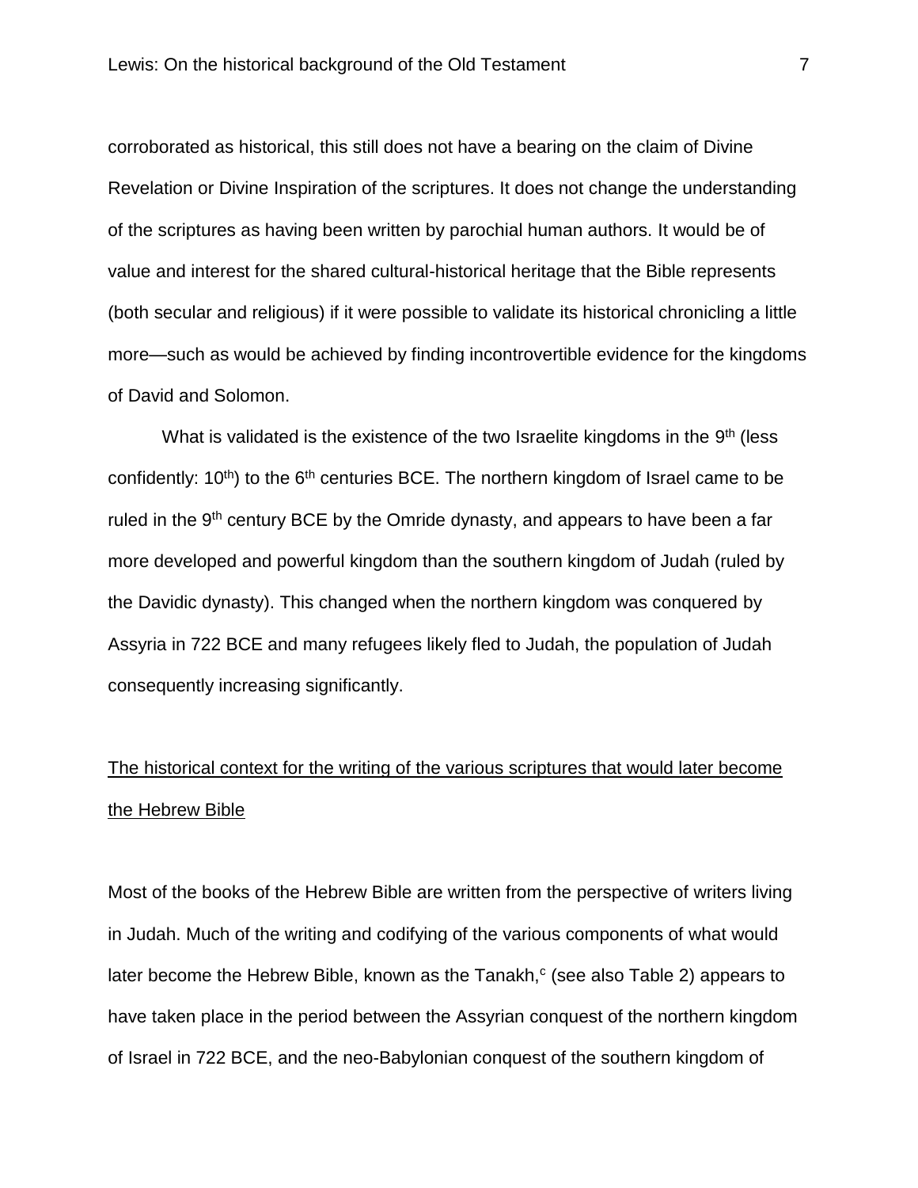corroborated as historical, this still does not have a bearing on the claim of Divine Revelation or Divine Inspiration of the scriptures. It does not change the understanding of the scriptures as having been written by parochial human authors. It would be of value and interest for the shared cultural-historical heritage that the Bible represents (both secular and religious) if it were possible to validate its historical chronicling a little more—such as would be achieved by finding incontrovertible evidence for the kingdoms of David and Solomon.

What is validated is the existence of the two Israelite kingdoms in the 9th (less confidently: 10th) to the 6th centuries BCE. The northern kingdom of Israel came to be ruled in the 9th century BCE by the Omride dynasty, and appears to have been a far more developed and powerful kingdom than the southern kingdom of Judah (ruled by the Davidic dynasty). This changed when the northern kingdom was conquered by Assyria in 722 BCE and many refugees likely fled to Judah, the population of Judah consequently increasing significantly.

## The historical context for the writing of the various scriptures that would later become the Hebrew Bible

Most of the books of the Hebrew Bible are written from the perspective of writers living in Judah. Much of the writing and codifying of the various components of what would later become the Hebrew Bible, known as the Tanakh,[c] (see also Table 2) appears to have taken place in the period between the Assyrian conquest of the northern kingdom of Israel in 722 BCE, and the neo-Babylonian conquest of the southern kingdom of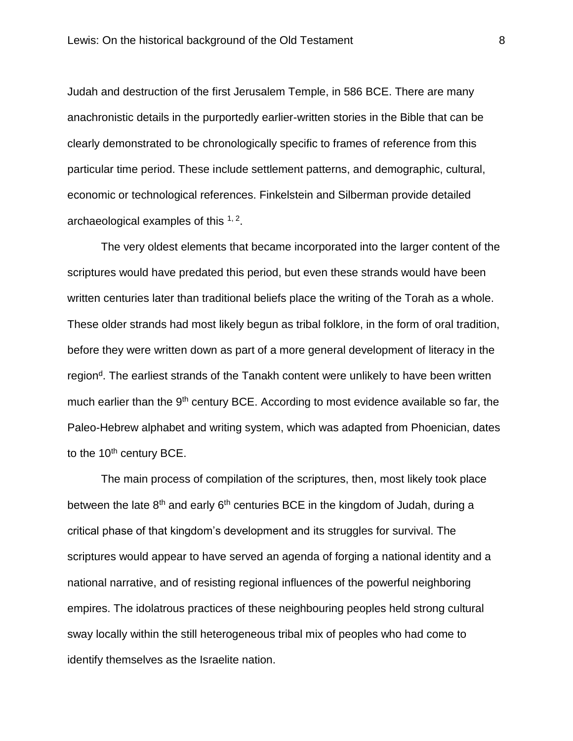Judah and destruction of the first Jerusalem Temple, in 586 BCE. There are many anachronistic details in the purportedly earlier-written stories in the Bible that can be clearly demonstrated to be chronologically specific to frames of reference from this particular time period. These include settlement patterns, and demographic, cultural, economic or technological references. Finkelstein and Silberman provide detailed archaeological examples of this [1, 2].

The very oldest elements that became incorporated into the larger content of the scriptures would have predated this period, but even these strands would have been written centuries later than traditional beliefs place the writing of the Torah as a whole. These older strands had most likely begun as tribal folklore, in the form of oral tradition, before they were written down as part of a more general development of literacy in the region[d]. The earliest strands of the Tanakh content were unlikely to have been written much earlier than the 9th century BCE. According to most evidence available so far, the Paleo-Hebrew alphabet and writing system, which was adapted from Phoenician, dates to the 10th century BCE.

The main process of compilation of the scriptures, then, most likely took place between the late 8th and early 6th centuries BCE in the kingdom of Judah, during a critical phase of that kingdom's development and its struggles for survival. The scriptures would appear to have served an agenda of forging a national identity and a national narrative, and of resisting regional influences of the powerful neighboring empires. The idolatrous practices of these neighbouring peoples held strong cultural sway locally within the still heterogeneous tribal mix of peoples who had come to identify themselves as the Israelite nation.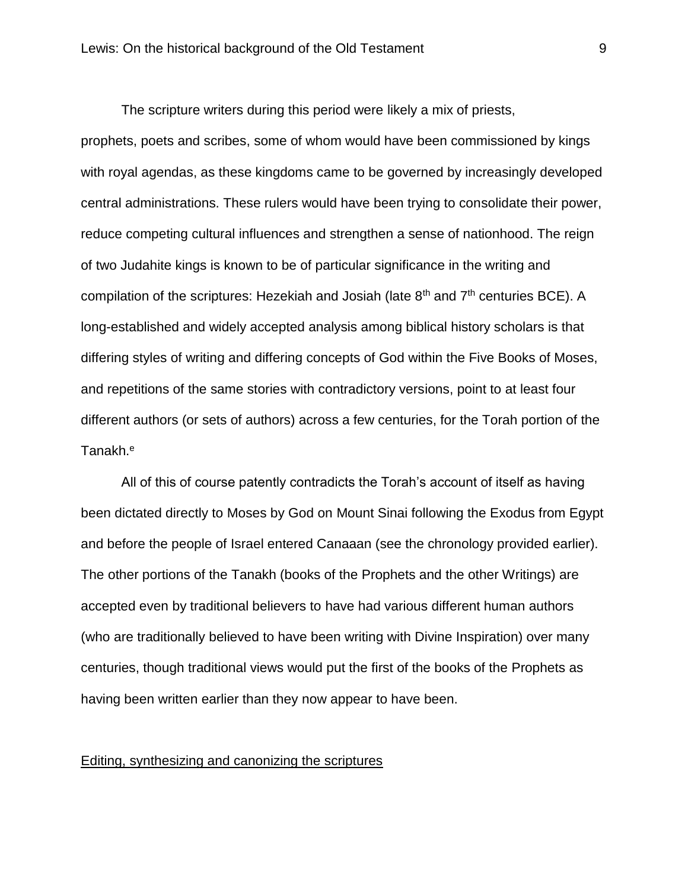The scripture writers during this period were likely a mix of priests, prophets, poets and scribes, some of whom would have been commissioned by kings with royal agendas, as these kingdoms came to be governed by increasingly developed central administrations. These rulers would have been trying to consolidate their power, reduce competing cultural influences and strengthen a sense of nationhood. The reign of two Judahite kings is known to be of particular significance in the writing and compilation of the scriptures: Hezekiah and Josiah (late 8th and 7th centuries BCE). A long-established and widely accepted analysis among biblical history scholars is that differing styles of writing and differing concepts of God within the Five Books of Moses, and repetitions of the same stories with contradictory versions, point to at least four different authors (or sets of authors) across a few centuries, for the Torah portion of the Tanakh.[e]

All of this of course patently contradicts the Torah's account of itself as having been dictated directly to Moses by God on Mount Sinai following the Exodus from Egypt and before the people of Israel entered Canaaan (see the chronology provided earlier). The other portions of the Tanakh (books of the Prophets and the other Writings) are accepted even by traditional believers to have had various different human authors (who are traditionally believed to have been writing with Divine Inspiration) over many centuries, though traditional views would put the first of the books of the Prophets as having been written earlier than they now appear to have been.

## Editing, synthesizing and canonizing the scriptures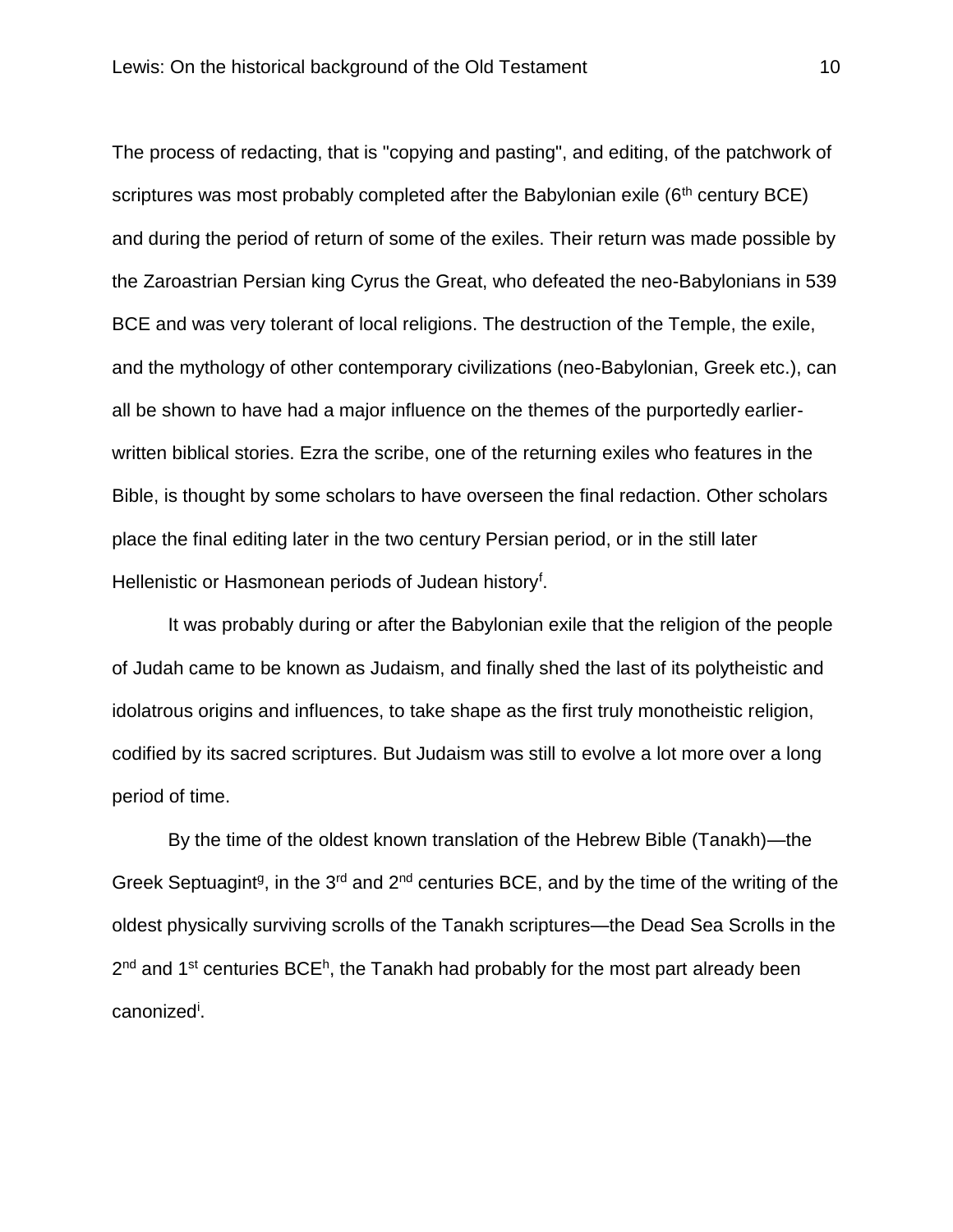The process of redacting, that is "copying and pasting", and editing, of the patchwork of scriptures was most probably completed after the Babylonian exile (6th century BCE) and during the period of return of some of the exiles. Their return was made possible by the Zaroastrian Persian king Cyrus the Great, who defeated the neo-Babylonians in 539 BCE and was very tolerant of local religions. The destruction of the Temple, the exile, and the mythology of other contemporary civilizations (neo-Babylonian, Greek etc.), can all be shown to have had a major influence on the themes of the purportedly earlier-written biblical stories. Ezra the scribe, one of the returning exiles who features in the Bible, is thought by some scholars to have overseen the final redaction. Other scholars place the final editing later in the two century Persian period, or in the still later Hellenistic or Hasmonean periods of Judean history[f].

It was probably during or after the Babylonian exile that the religion of the people of Judah came to be known as Judaism, and finally shed the last of its polytheistic and idolatrous origins and influences, to take shape as the first truly monotheistic religion, codified by its sacred scriptures. But Judaism was still to evolve a lot more over a long period of time.

By the time of the oldest known translation of the Hebrew Bible (Tanakh)—the Greek Septuagint[g], in the 3rd and 2nd centuries BCE, and by the time of the writing of the oldest physically surviving scrolls of the Tanakh scriptures—the Dead Sea Scrolls in the 2nd and 1st centuries BCE[h], the Tanakh had probably for the most part already been canonized[i].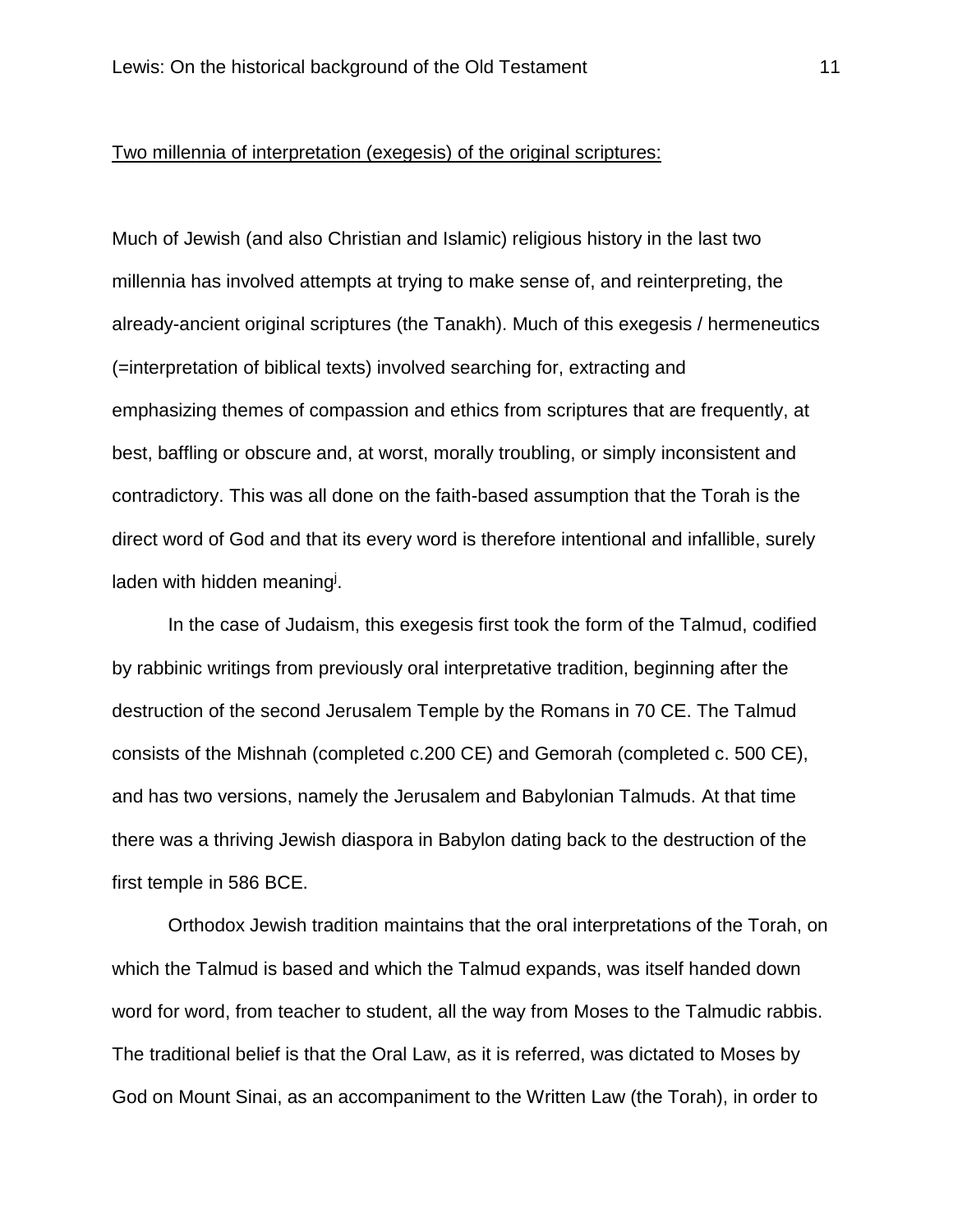Two millennia of interpretation (exegesis) of the original scriptures:

Much of Jewish (and also Christian and Islamic) religious history in the last two millennia has involved attempts at trying to make sense of, and reinterpreting, the already-ancient original scriptures (the Tanakh). Much of this exegesis / hermeneutics (=interpretation of biblical texts) involved searching for, extracting and emphasizing themes of compassion and ethics from scriptures that are frequently, at best, baffling or obscure and, at worst, morally troubling, or simply inconsistent and contradictory. This was all done on the faith-based assumption that the Torah is the direct word of God and that its every word is therefore intentional and infallible, surely laden with hidden meaning[j].

In the case of Judaism, this exegesis first took the form of the Talmud, codified by rabbinic writings from previously oral interpretative tradition, beginning after the destruction of the second Jerusalem Temple by the Romans in 70 CE. The Talmud consists of the Mishnah (completed c.200 CE) and Gemorah (completed c. 500 CE), and has two versions, namely the Jerusalem and Babylonian Talmuds. At that time there was a thriving Jewish diaspora in Babylon dating back to the destruction of the first temple in 586 BCE.

Orthodox Jewish tradition maintains that the oral interpretations of the Torah, on which the Talmud is based and which the Talmud expands, was itself handed down word for word, from teacher to student, all the way from Moses to the Talmudic rabbis. The traditional belief is that the Oral Law, as it is referred, was dictated to Moses by God on Mount Sinai, as an accompaniment to the Written Law (the Torah), in order to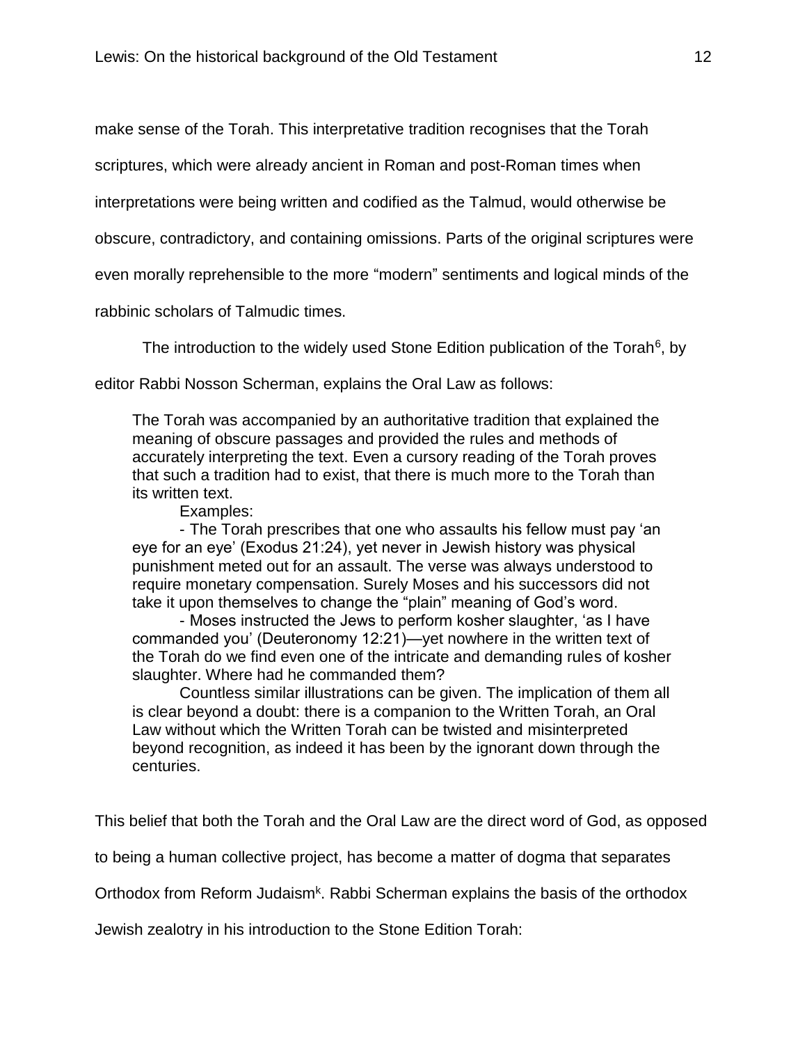make sense of the Torah. This interpretative tradition recognises that the Torah scriptures, which were already ancient in Roman and post-Roman times when interpretations were being written and codified as the Talmud, would otherwise be obscure, contradictory, and containing omissions. Parts of the original scriptures were even morally reprehensible to the more "modern" sentiments and logical minds of the rabbinic scholars of Talmudic times.

The introduction to the widely used Stone Edition publication of the Torah[6], by editor Rabbi Nosson Scherman, explains the Oral Law as follows:

> The Torah was accompanied by an authoritative tradition that explained the meaning of obscure passages and provided the rules and methods of accurately interpreting the text. Even a cursory reading of the Torah proves that such a tradition had to exist, that there is much more to the Torah than its written text.
>
> Examples:
>
> - The Torah prescribes that one who assaults his fellow must pay 'an eye for an eye' (Exodus 21:24), yet never in Jewish history was physical punishment meted out for an assault. The verse was always understood to require monetary compensation. Surely Moses and his successors did not take it upon themselves to change the "plain" meaning of God's word.
> - Moses instructed the Jews to perform kosher slaughter, 'as I have commanded you' (Deuteronomy 12:21)—yet nowhere in the written text of the Torah do we find even one of the intricate and demanding rules of kosher slaughter. Where had he commanded them?
>
> Countless similar illustrations can be given. The implication of them all is clear beyond a doubt: there is a companion to the Written Torah, an Oral Law without which the Written Torah can be twisted and misinterpreted beyond recognition, as indeed it has been by the ignorant down through the centuries.

This belief that both the Torah and the Oral Law are the direct word of God, as opposed to being a human collective project, has become a matter of dogma that separates Orthodox from Reform Judaism[k]. Rabbi Scherman explains the basis of the orthodox Jewish zealotry in his introduction to the Stone Edition Torah: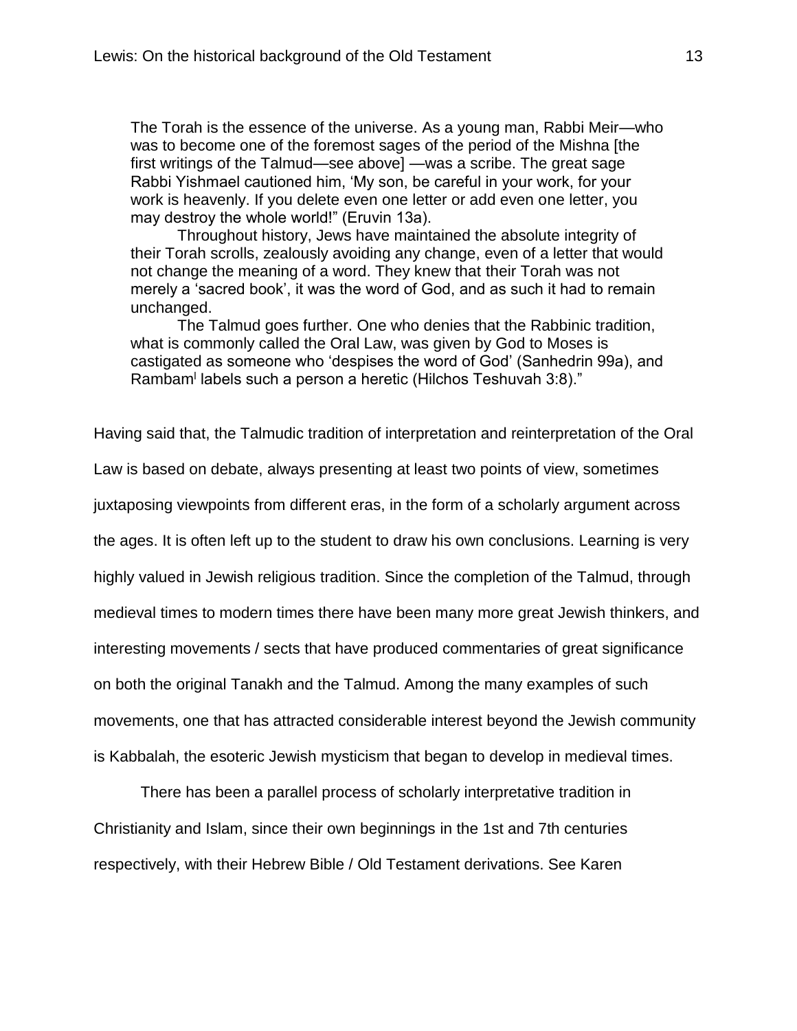> The Torah is the essence of the universe. As a young man, Rabbi Meir—who was to become one of the foremost sages of the period of the Mishna [the first writings of the Talmud—see above] —was a scribe. The great sage Rabbi Yishmael cautioned him, 'My son, be careful in your work, for your work is heavenly. If you delete even one letter or add even one letter, you may destroy the whole world!" (Eruvin 13a).
>
> Throughout history, Jews have maintained the absolute integrity of their Torah scrolls, zealously avoiding any change, even of a letter that would not change the meaning of a word. They knew that their Torah was not merely a 'sacred book', it was the word of God, and as such it had to remain unchanged.
>
> The Talmud goes further. One who denies that the Rabbinic tradition, what is commonly called the Oral Law, was given by God to Moses is castigated as someone who 'despises the word of God' (Sanhedrin 99a), and Rambam[l] labels such a person a heretic (Hilchos Teshuvah 3:8)."

Having said that, the Talmudic tradition of interpretation and reinterpretation of the Oral Law is based on debate, always presenting at least two points of view, sometimes juxtaposing viewpoints from different eras, in the form of a scholarly argument across the ages. It is often left up to the student to draw his own conclusions. Learning is very highly valued in Jewish religious tradition. Since the completion of the Talmud, through medieval times to modern times there have been many more great Jewish thinkers, and interesting movements / sects that have produced commentaries of great significance on both the original Tanakh and the Talmud. Among the many examples of such movements, one that has attracted considerable interest beyond the Jewish community is Kabbalah, the esoteric Jewish mysticism that began to develop in medieval times.

There has been a parallel process of scholarly interpretative tradition in Christianity and Islam, since their own beginnings in the 1st and 7th centuries respectively, with their Hebrew Bible / Old Testament derivations. See Karen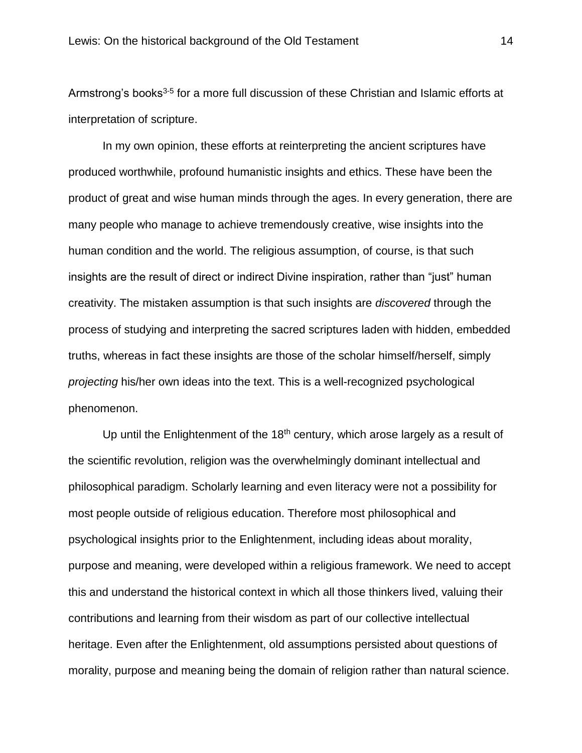Armstrong's books[3-5] for a more full discussion of these Christian and Islamic efforts at interpretation of scripture.

In my own opinion, these efforts at reinterpreting the ancient scriptures have produced worthwhile, profound humanistic insights and ethics. These have been the product of great and wise human minds through the ages. In every generation, there are many people who manage to achieve tremendously creative, wise insights into the human condition and the world. The religious assumption, of course, is that such insights are the result of direct or indirect Divine inspiration, rather than "just" human creativity. The mistaken assumption is that such insights are *discovered* through the process of studying and interpreting the sacred scriptures laden with hidden, embedded truths, whereas in fact these insights are those of the scholar himself/herself, simply *projecting* his/her own ideas into the text. This is a well-recognized psychological phenomenon.

Up until the Enlightenment of the 18th century, which arose largely as a result of the scientific revolution, religion was the overwhelmingly dominant intellectual and philosophical paradigm. Scholarly learning and even literacy were not a possibility for most people outside of religious education. Therefore most philosophical and psychological insights prior to the Enlightenment, including ideas about morality, purpose and meaning, were developed within a religious framework. We need to accept this and understand the historical context in which all those thinkers lived, valuing their contributions and learning from their wisdom as part of our collective intellectual heritage. Even after the Enlightenment, old assumptions persisted about questions of morality, purpose and meaning being the domain of religion rather than natural science.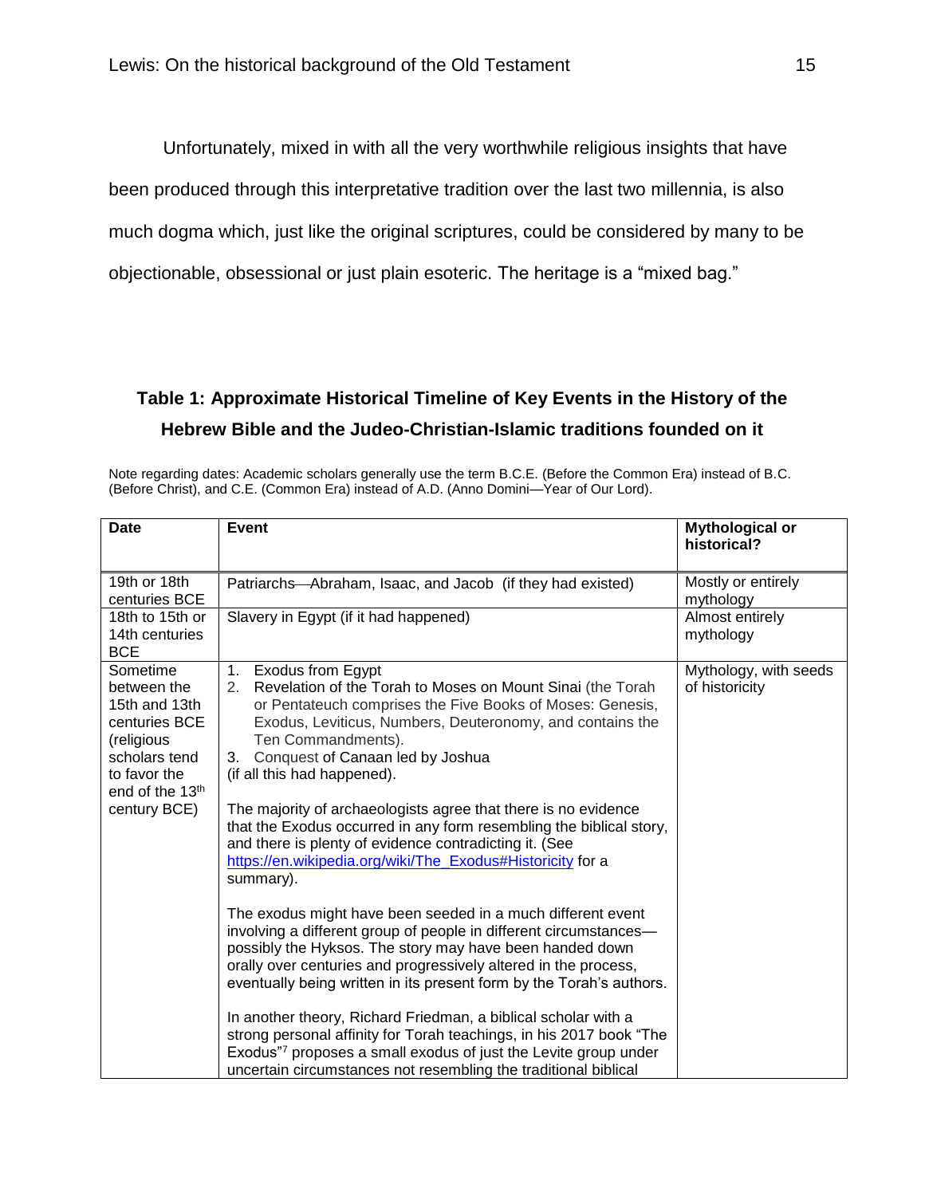Unfortunately, mixed in with all the very worthwhile religious insights that have been produced through this interpretative tradition over the last two millennia, is also much dogma which, just like the original scriptures, could be considered by many to be objectionable, obsessional or just plain esoteric. The heritage is a "mixed bag."

## Table 1: Approximate Historical Timeline of Key Events in the History of the Hebrew Bible and the Judeo-Christian-Islamic traditions founded on it

Note regarding dates: Academic scholars generally use the term B.C.E. (Before the Common Era) instead of B.C. (Before Christ), and C.E. (Common Era) instead of A.D. (Anno Domini—Year of Our Lord).

| Date | Event | Mythological or historical? |
|---|---|---|
| 19th or 18th centuries BCE | Patriarchs—Abraham, Isaac, and Jacob (if they had existed) | Mostly or entirely mythology |
| 18th to 15th or 14th centuries BCE | Slavery in Egypt (if it had happened) | Almost entirely mythology |
| Sometime between the 15th and 13th centuries BCE (religious scholars tend to favor the end of the 13th century BCE) | 1. Exodus from Egypt<br>2. Revelation of the Torah to Moses on Mount Sinai (the Torah or Pentateuch comprises the Five Books of Moses: Genesis, Exodus, Leviticus, Numbers, Deuteronomy, and contains the Ten Commandments).<br>3. Conquest of Canaan led by Joshua<br>(if all this had happened).<br><br>The majority of archaeologists agree that there is no evidence that the Exodus occurred in any form resembling the biblical story, and there is plenty of evidence contradicting it. (See https://en.wikipedia.org/wiki/The_Exodus#Historicity for a summary).<br><br>The exodus might have been seeded in a much different event involving a different group of people in different circumstances—possibly the Hyksos. The story may have been handed down orally over centuries and progressively altered in the process, eventually being written in its present form by the Torah's authors.<br><br>In another theory, Richard Friedman, a biblical scholar with a strong personal affinity for Torah teachings, in his 2017 book "The Exodus"[7] proposes a small exodus of just the Levite group under uncertain circumstances not resembling the traditional biblical | Mythology, with seeds of historicity |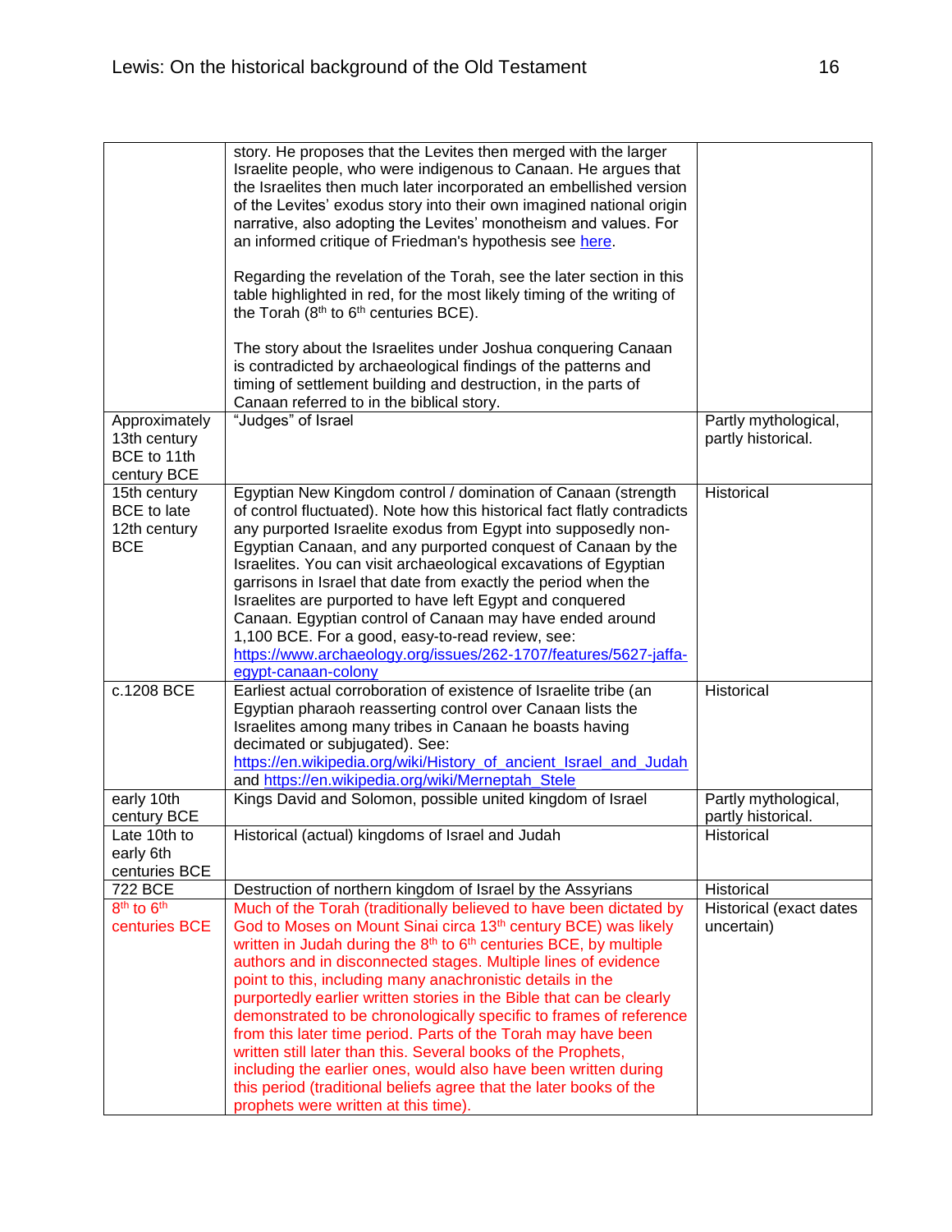| | | |
|---|---|---|
| | story. He proposes that the Levites then merged with the larger Israelite people, who were indigenous to Canaan. He argues that the Israelites then much later incorporated an embellished version of the Levites' exodus story into their own imagined national origin narrative, also adopting the Levites' monotheism and values. For an informed critique of Friedman's hypothesis see here.<br><br>Regarding the revelation of the Torah, see the later section in this table highlighted in red, for the most likely timing of the writing of the Torah (8th to 6th centuries BCE).<br><br>The story about the Israelites under Joshua conquering Canaan is contradicted by archaeological findings of the patterns and timing of settlement building and destruction, in the parts of Canaan referred to in the biblical story. | |
| Approximately 13th century BCE to 11th century BCE | "Judges" of Israel | Partly mythological, partly historical. |
| 15th century BCE to late 12th century BCE | Egyptian New Kingdom control / domination of Canaan (strength of control fluctuated). Note how this historical fact flatly contradicts any purported Israelite exodus from Egypt into supposedly non-Egyptian Canaan, and any purported conquest of Canaan by the Israelites. You can visit archaeological excavations of Egyptian garrisons in Israel that date from exactly the period when the Israelites are purported to have left Egypt and conquered Canaan. Egyptian control of Canaan may have ended around 1,100 BCE. For a good, easy-to-read review, see: https://www.archaeology.org/issues/262-1707/features/5627-jaffa-egypt-canaan-colony | Historical |
| c.1208 BCE | Earliest actual corroboration of existence of Israelite tribe (an Egyptian pharaoh reasserting control over Canaan lists the Israelites among many tribes in Canaan he boasts having decimated or subjugated). See: https://en.wikipedia.org/wiki/History_of_ancient_Israel_and_Judah and https://en.wikipedia.org/wiki/Merneptah_Stele | Historical |
| early 10th century BCE | Kings David and Solomon, possible united kingdom of Israel | Partly mythological, partly historical. |
| Late 10th to early 6th centuries BCE | Historical (actual) kingdoms of Israel and Judah | Historical |
| 722 BCE | Destruction of northern kingdom of Israel by the Assyrians | Historical |
| 8th to 6th centuries BCE | Much of the Torah (traditionally believed to have been dictated by God to Moses on Mount Sinai circa 13th century BCE) was likely written in Judah during the 8th to 6th centuries BCE, by multiple authors and in disconnected stages. Multiple lines of evidence point to this, including many anachronistic details in the purportedly earlier written stories in the Bible that can be clearly demonstrated to be chronologically specific to frames of reference from this later time period. Parts of the Torah may have been written still later than this. Several books of the Prophets, including the earlier ones, would also have been written during this period (traditional beliefs agree that the later books of the prophets were written at this time). | Historical (exact dates uncertain) |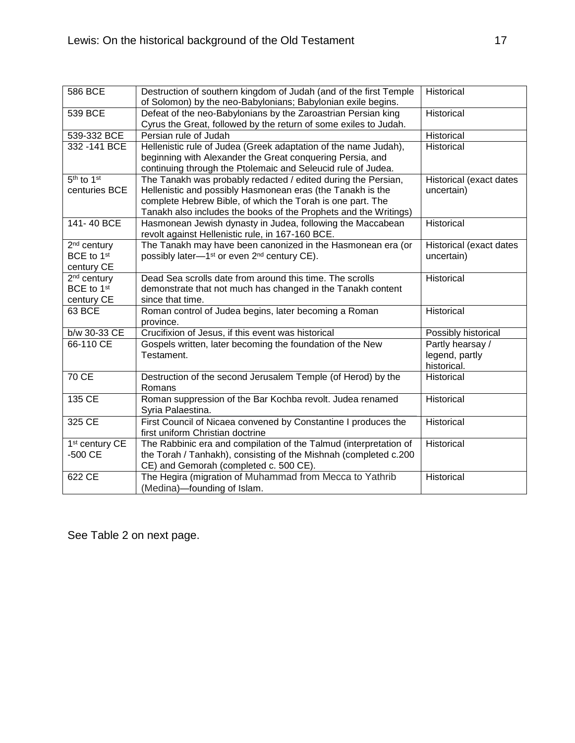| 586 BCE | Destruction of southern kingdom of Judah (and of the first Temple of Solomon) by the neo-Babylonians; Babylonian exile begins. | Historical |
|---|---|---|
| 539 BCE | Defeat of the neo-Babylonians by the Zaroastrian Persian king Cyrus the Great, followed by the return of some exiles to Judah. | Historical |
| 539-332 BCE | Persian rule of Judah | Historical |
| 332 -141 BCE | Hellenistic rule of Judea (Greek adaptation of the name Judah), beginning with Alexander the Great conquering Persia, and continuing through the Ptolemaic and Seleucid rule of Judea. | Historical |
| 5th to 1st centuries BCE | The Tanakh was probably redacted / edited during the Persian, Hellenistic and possibly Hasmonean eras (the Tanakh is the complete Hebrew Bible, of which the Torah is one part. The Tanakh also includes the books of the Prophets and the Writings) | Historical (exact dates uncertain) |
| 141- 40 BCE | Hasmonean Jewish dynasty in Judea, following the Maccabean revolt against Hellenistic rule, in 167-160 BCE. | Historical |
| 2nd century BCE to 1st century CE | The Tanakh may have been canonized in the Hasmonean era (or possibly later—1st or even 2nd century CE). | Historical (exact dates uncertain) |
| 2nd century BCE to 1st century CE | Dead Sea scrolls date from around this time. The scrolls demonstrate that not much has changed in the Tanakh content since that time. | Historical |
| 63 BCE | Roman control of Judea begins, later becoming a Roman province. | Historical |
| b/w 30-33 CE | Crucifixion of Jesus, if this event was historical | Possibly historical |
| 66-110 CE | Gospels written, later becoming the foundation of the New Testament. | Partly hearsay / legend, partly historical. |
| 70 CE | Destruction of the second Jerusalem Temple (of Herod) by the Romans | Historical |
| 135 CE | Roman suppression of the Bar Kochba revolt. Judea renamed Syria Palaestina. | Historical |
| 325 CE | First Council of Nicaea convened by Constantine I produces the first uniform Christian doctrine | Historical |
| 1st century CE -500 CE | The Rabbinic era and compilation of the Talmud (interpretation of the Torah / Tanhakh), consisting of the Mishnah (completed c.200 CE) and Gemorah (completed c. 500 CE). | Historical |
| 622 CE | The Hegira (migration of Muhammad from Mecca to Yathrib (Medina)—founding of Islam. | Historical |

See Table 2 on next page.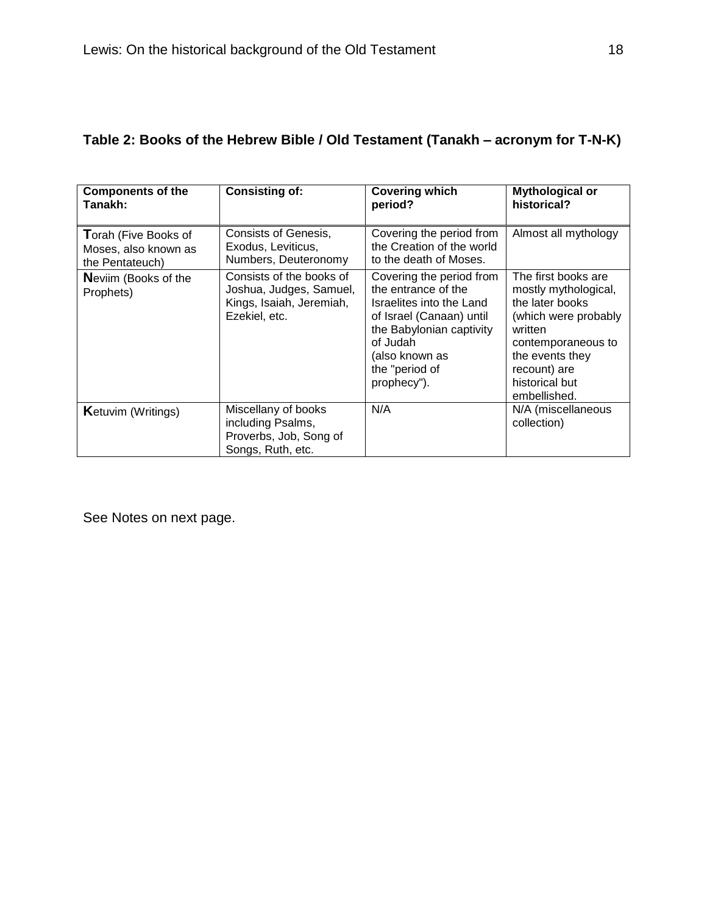**Table 2: Books of the Hebrew Bible / Old Testament (Tanakh – acronym for T-N-K)**

| **Components of the Tanakh:** | **Consisting of:** | **Covering which period?** | **Mythological or historical?** |
|---|---|---|---|
| **T**orah (Five Books of Moses, also known as the Pentateuch) | Consists of Genesis, Exodus, Leviticus, Numbers, Deuteronomy | Covering the period from the Creation of the world to the death of Moses. | Almost all mythology |
| **N**eviim (Books of the Prophets) | Consists of the books of Joshua, Judges, Samuel, Kings, Isaiah, Jeremiah, Ezekiel, etc. | Covering the period from the entrance of the Israelites into the Land of Israel (Canaan) until the Babylonian captivity of Judah (also known as the "period of prophecy"). | The first books are mostly mythological, the later books (which were probably written contemporaneous to the events they recount) are historical but embellished. |
| **K**etuvim (Writings) | Miscellany of books including Psalms, Proverbs, Job, Song of Songs, Ruth, etc. | N/A | N/A (miscellaneous collection) |

See Notes on next page.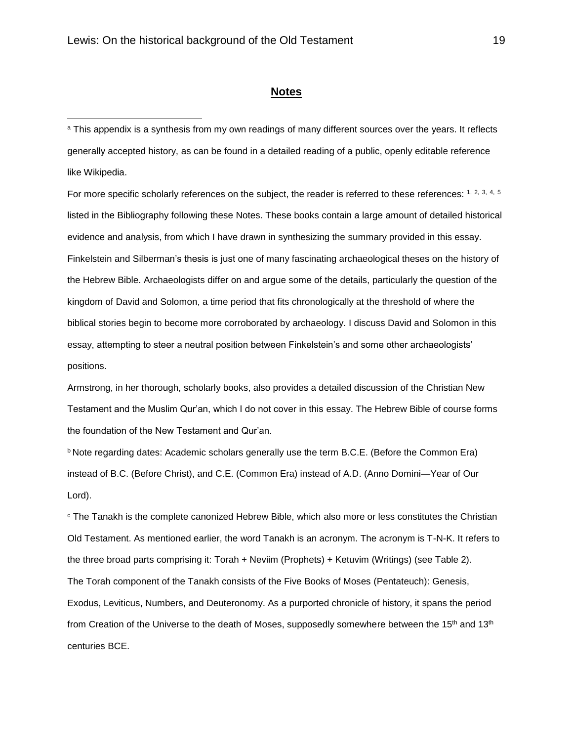## Notes

[a] This appendix is a synthesis from my own readings of many different sources over the years. It reflects generally accepted history, as can be found in a detailed reading of a public, openly editable reference like Wikipedia.

For more specific scholarly references on the subject, the reader is referred to these references: [1, 2, 3, 4, 5] listed in the Bibliography following these Notes. These books contain a large amount of detailed historical evidence and analysis, from which I have drawn in synthesizing the summary provided in this essay. Finkelstein and Silberman's thesis is just one of many fascinating archaeological theses on the history of the Hebrew Bible. Archaeologists differ on and argue some of the details, particularly the question of the kingdom of David and Solomon, a time period that fits chronologically at the threshold of where the biblical stories begin to become more corroborated by archaeology. I discuss David and Solomon in this essay, attempting to steer a neutral position between Finkelstein's and some other archaeologists' positions.

Armstrong, in her thorough, scholarly books, also provides a detailed discussion of the Christian New Testament and the Muslim Qur'an, which I do not cover in this essay. The Hebrew Bible of course forms the foundation of the New Testament and Qur'an.

[b] Note regarding dates: Academic scholars generally use the term B.C.E. (Before the Common Era) instead of B.C. (Before Christ), and C.E. (Common Era) instead of A.D. (Anno Domini—Year of Our Lord).

[c] The Tanakh is the complete canonized Hebrew Bible, which also more or less constitutes the Christian Old Testament. As mentioned earlier, the word Tanakh is an acronym. The acronym is T-N-K. It refers to the three broad parts comprising it: Torah + Neviim (Prophets) + Ketuvim (Writings) (see Table 2). The Torah component of the Tanakh consists of the Five Books of Moses (Pentateuch): Genesis, Exodus, Leviticus, Numbers, and Deuteronomy. As a purported chronicle of history, it spans the period from Creation of the Universe to the death of Moses, supposedly somewhere between the 15th and 13th centuries BCE.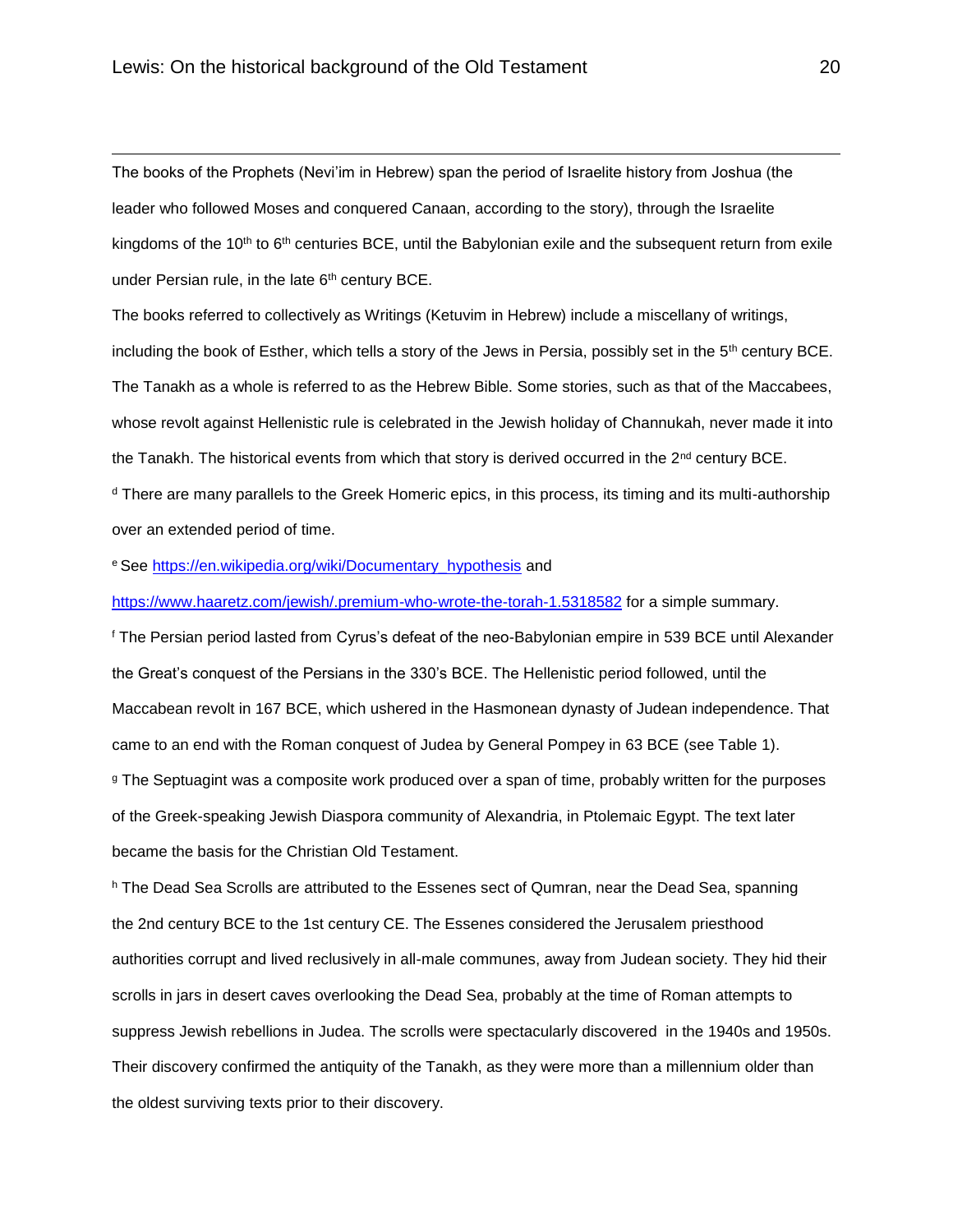The books of the Prophets (Nevi'im in Hebrew) span the period of Israelite history from Joshua (the leader who followed Moses and conquered Canaan, according to the story), through the Israelite kingdoms of the 10th to 6th centuries BCE, until the Babylonian exile and the subsequent return from exile under Persian rule, in the late 6th century BCE.

The books referred to collectively as Writings (Ketuvim in Hebrew) include a miscellany of writings, including the book of Esther, which tells a story of the Jews in Persia, possibly set in the 5th century BCE. The Tanakh as a whole is referred to as the Hebrew Bible. Some stories, such as that of the Maccabees, whose revolt against Hellenistic rule is celebrated in the Jewish holiday of Channukah, never made it into the Tanakh. The historical events from which that story is derived occurred in the 2nd century BCE.

[d] There are many parallels to the Greek Homeric epics, in this process, its timing and its multi-authorship over an extended period of time.

[e] See https://en.wikipedia.org/wiki/Documentary_hypothesis and https://www.haaretz.com/jewish/.premium-who-wrote-the-torah-1.5318582 for a simple summary.

[f] The Persian period lasted from Cyrus's defeat of the neo-Babylonian empire in 539 BCE until Alexander the Great's conquest of the Persians in the 330's BCE. The Hellenistic period followed, until the Maccabean revolt in 167 BCE, which ushered in the Hasmonean dynasty of Judean independence. That came to an end with the Roman conquest of Judea by General Pompey in 63 BCE (see Table 1).

[g] The Septuagint was a composite work produced over a span of time, probably written for the purposes of the Greek-speaking Jewish Diaspora community of Alexandria, in Ptolemaic Egypt. The text later became the basis for the Christian Old Testament.

[h] The Dead Sea Scrolls are attributed to the Essenes sect of Qumran, near the Dead Sea, spanning the 2nd century BCE to the 1st century CE. The Essenes considered the Jerusalem priesthood authorities corrupt and lived reclusively in all-male communes, away from Judean society. They hid their scrolls in jars in desert caves overlooking the Dead Sea, probably at the time of Roman attempts to suppress Jewish rebellions in Judea. The scrolls were spectacularly discovered in the 1940s and 1950s. Their discovery confirmed the antiquity of the Tanakh, as they were more than a millennium older than the oldest surviving texts prior to their discovery.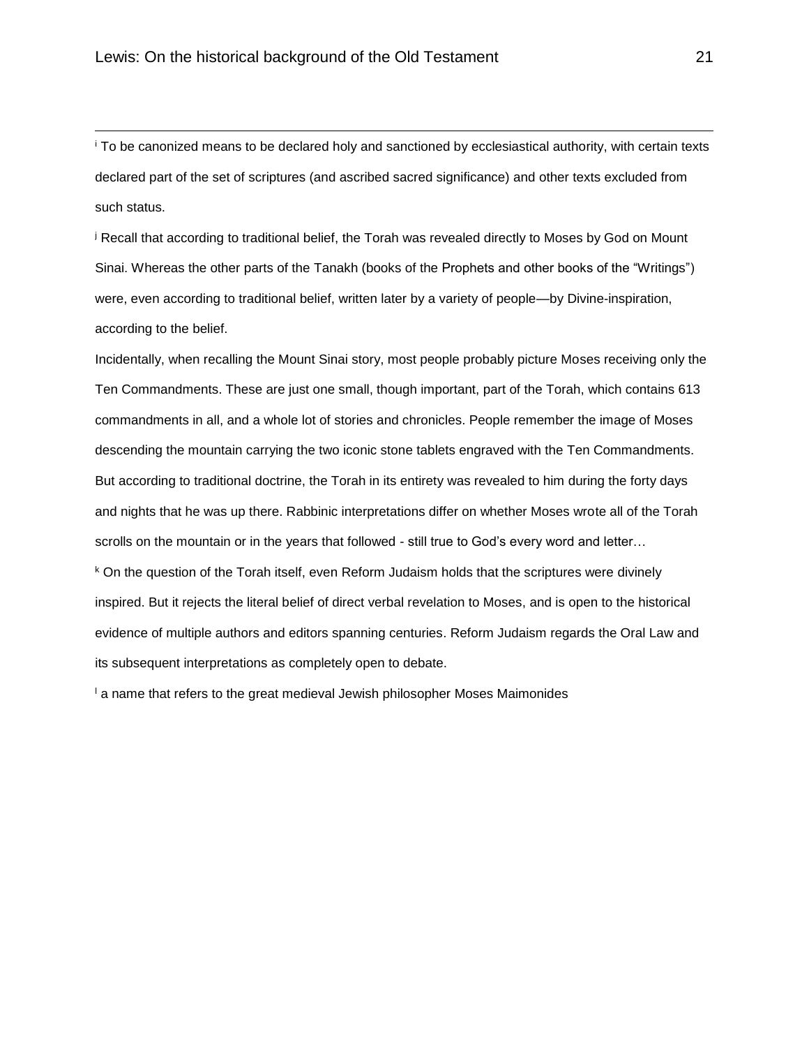[i] To be canonized means to be declared holy and sanctioned by ecclesiastical authority, with certain texts declared part of the set of scriptures (and ascribed sacred significance) and other texts excluded from such status.

[j] Recall that according to traditional belief, the Torah was revealed directly to Moses by God on Mount Sinai. Whereas the other parts of the Tanakh (books of the Prophets and other books of the "Writings") were, even according to traditional belief, written later by a variety of people—by Divine-inspiration, according to the belief.

Incidentally, when recalling the Mount Sinai story, most people probably picture Moses receiving only the Ten Commandments. These are just one small, though important, part of the Torah, which contains 613 commandments in all, and a whole lot of stories and chronicles. People remember the image of Moses descending the mountain carrying the two iconic stone tablets engraved with the Ten Commandments. But according to traditional doctrine, the Torah in its entirety was revealed to him during the forty days and nights that he was up there. Rabbinic interpretations differ on whether Moses wrote all of the Torah scrolls on the mountain or in the years that followed - still true to God's every word and letter…

[k] On the question of the Torah itself, even Reform Judaism holds that the scriptures were divinely inspired. But it rejects the literal belief of direct verbal revelation to Moses, and is open to the historical evidence of multiple authors and editors spanning centuries. Reform Judaism regards the Oral Law and its subsequent interpretations as completely open to debate.

[l] a name that refers to the great medieval Jewish philosopher Moses Maimonides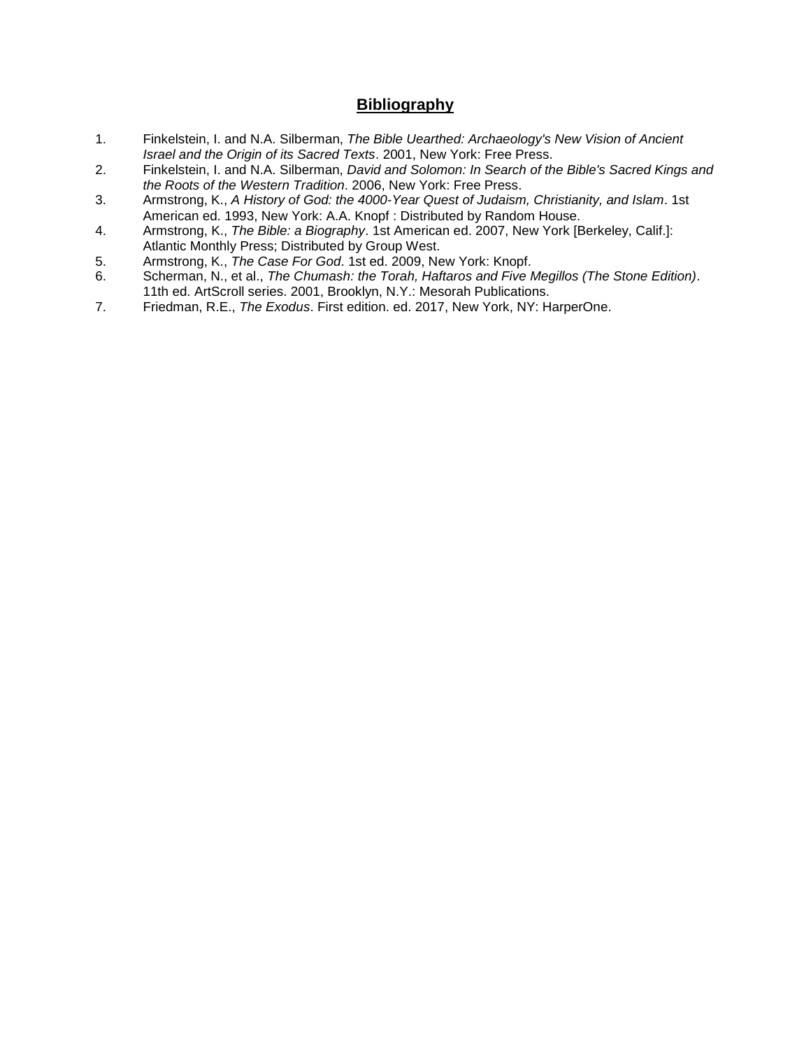## Bibliography

1. Finkelstein, I. and N.A. Silberman, *The Bible Uearthed: Archaeology's New Vision of Ancient Israel and the Origin of its Sacred Texts*. 2001, New York: Free Press.
2. Finkelstein, I. and N.A. Silberman, *David and Solomon: In Search of the Bible's Sacred Kings and the Roots of the Western Tradition*. 2006, New York: Free Press.
3. Armstrong, K., *A History of God: the 4000-Year Quest of Judaism, Christianity, and Islam*. 1st American ed. 1993, New York: A.A. Knopf : Distributed by Random House.
4. Armstrong, K., *The Bible: a Biography*. 1st American ed. 2007, New York [Berkeley, Calif.]: Atlantic Monthly Press; Distributed by Group West.
5. Armstrong, K., *The Case For God*. 1st ed. 2009, New York: Knopf.
6. Scherman, N., et al., *The Chumash: the Torah, Haftaros and Five Megillos (The Stone Edition)*. 11th ed. ArtScroll series. 2001, Brooklyn, N.Y.: Mesorah Publications.
7. Friedman, R.E., *The Exodus*. First edition. ed. 2017, New York, NY: HarperOne.